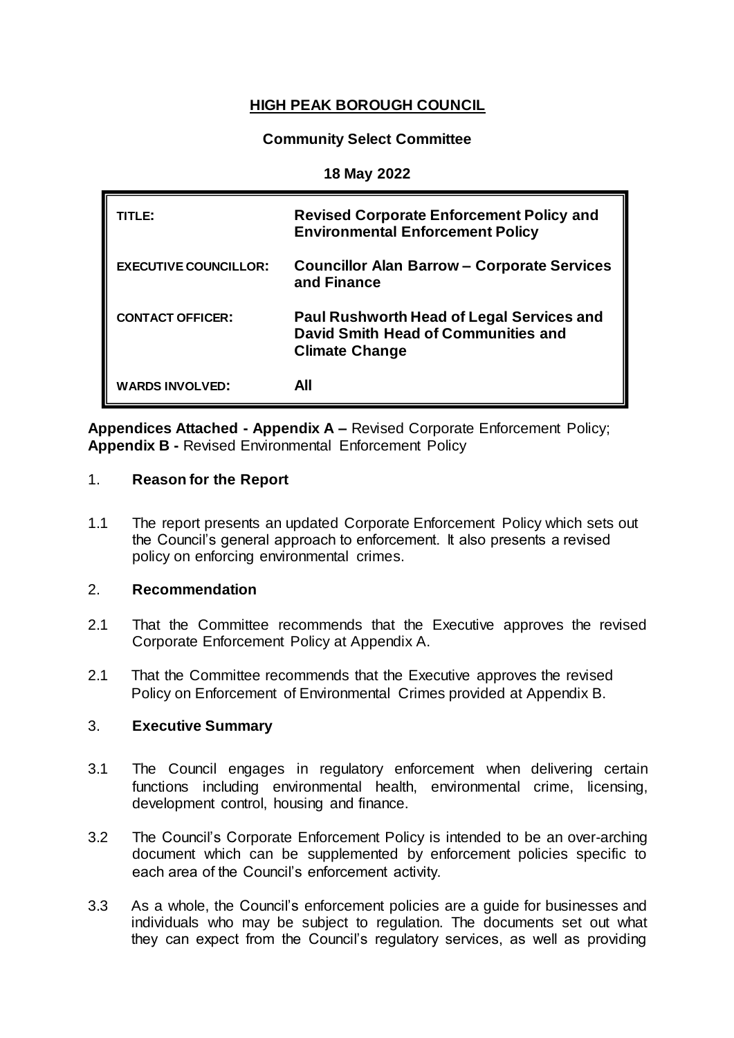**HIGH PEAK BOROUGH COUNCIL**

**Community Select Committee**

**18 May 2022**

| | |
|---|---|
| **TITLE:** | **Revised Corporate Enforcement Policy and Environmental Enforcement Policy** |
| **EXECUTIVE COUNCILLOR:** | **Councillor Alan Barrow – Corporate Services and Finance** |
| **CONTACT OFFICER:** | **Paul Rushworth Head of Legal Services and David Smith Head of Communities and Climate Change** |
| **WARDS INVOLVED:** | **All** |

**Appendices Attached - Appendix A –** Revised Corporate Enforcement Policy; **Appendix B -** Revised Environmental Enforcement Policy

## 1. Reason for the Report

1.1 The report presents an updated Corporate Enforcement Policy which sets out the Council's general approach to enforcement. It also presents a revised policy on enforcing environmental crimes.

## 2. Recommendation

2.1 That the Committee recommends that the Executive approves the revised Corporate Enforcement Policy at Appendix A.

2.1 That the Committee recommends that the Executive approves the revised Policy on Enforcement of Environmental Crimes provided at Appendix B.

## 3. Executive Summary

3.1 The Council engages in regulatory enforcement when delivering certain functions including environmental health, environmental crime, licensing, development control, housing and finance.

3.2 The Council's Corporate Enforcement Policy is intended to be an over-arching document which can be supplemented by enforcement policies specific to each area of the Council's enforcement activity.

3.3 As a whole, the Council's enforcement policies are a guide for businesses and individuals who may be subject to regulation. The documents set out what they can expect from the Council's regulatory services, as well as providing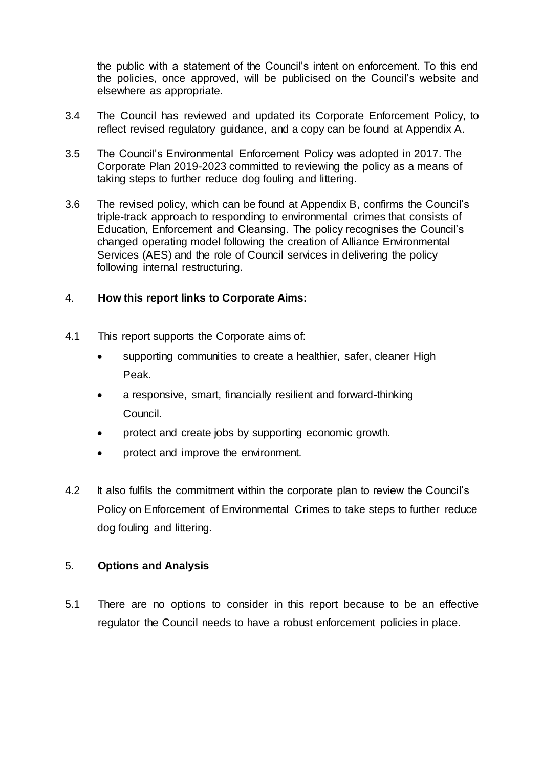the public with a statement of the Council's intent on enforcement. To this end the policies, once approved, will be publicised on the Council's website and elsewhere as appropriate.

3.4 The Council has reviewed and updated its Corporate Enforcement Policy, to reflect revised regulatory guidance, and a copy can be found at Appendix A.

3.5 The Council's Environmental Enforcement Policy was adopted in 2017. The Corporate Plan 2019-2023 committed to reviewing the policy as a means of taking steps to further reduce dog fouling and littering.

3.6 The revised policy, which can be found at Appendix B, confirms the Council's triple-track approach to responding to environmental crimes that consists of Education, Enforcement and Cleansing. The policy recognises the Council's changed operating model following the creation of Alliance Environmental Services (AES) and the role of Council services in delivering the policy following internal restructuring.

## 4. How this report links to Corporate Aims:

4.1 This report supports the Corporate aims of:

- supporting communities to create a healthier, safer, cleaner High Peak.
- a responsive, smart, financially resilient and forward-thinking Council.
- protect and create jobs by supporting economic growth.
- protect and improve the environment.

4.2 It also fulfils the commitment within the corporate plan to review the Council's Policy on Enforcement of Environmental Crimes to take steps to further reduce dog fouling and littering.

## 5. Options and Analysis

5.1 There are no options to consider in this report because to be an effective regulator the Council needs to have a robust enforcement policies in place.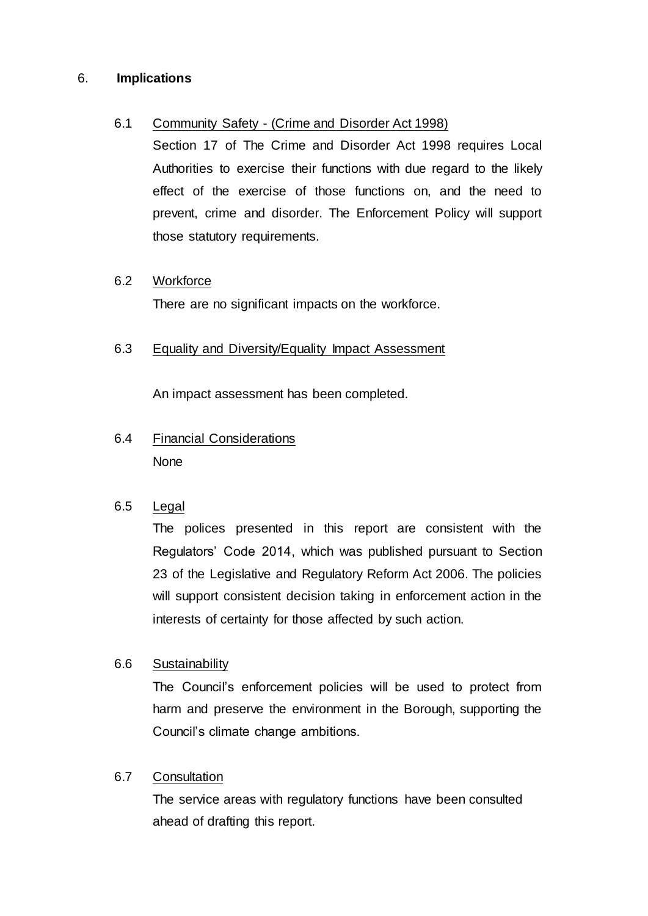## 6. **Implications**

### 6.1 Community Safety - (Crime and Disorder Act 1998)

Section 17 of The Crime and Disorder Act 1998 requires Local Authorities to exercise their functions with due regard to the likely effect of the exercise of those functions on, and the need to prevent, crime and disorder. The Enforcement Policy will support those statutory requirements.

### 6.2 Workforce

There are no significant impacts on the workforce.

### 6.3 Equality and Diversity/Equality Impact Assessment

An impact assessment has been completed.

### 6.4 Financial Considerations

None

### 6.5 Legal

The polices presented in this report are consistent with the Regulators' Code 2014, which was published pursuant to Section 23 of the Legislative and Regulatory Reform Act 2006. The policies will support consistent decision taking in enforcement action in the interests of certainty for those affected by such action.

### 6.6 Sustainability

The Council's enforcement policies will be used to protect from harm and preserve the environment in the Borough, supporting the Council's climate change ambitions.

### 6.7 Consultation

The service areas with regulatory functions have been consulted ahead of drafting this report.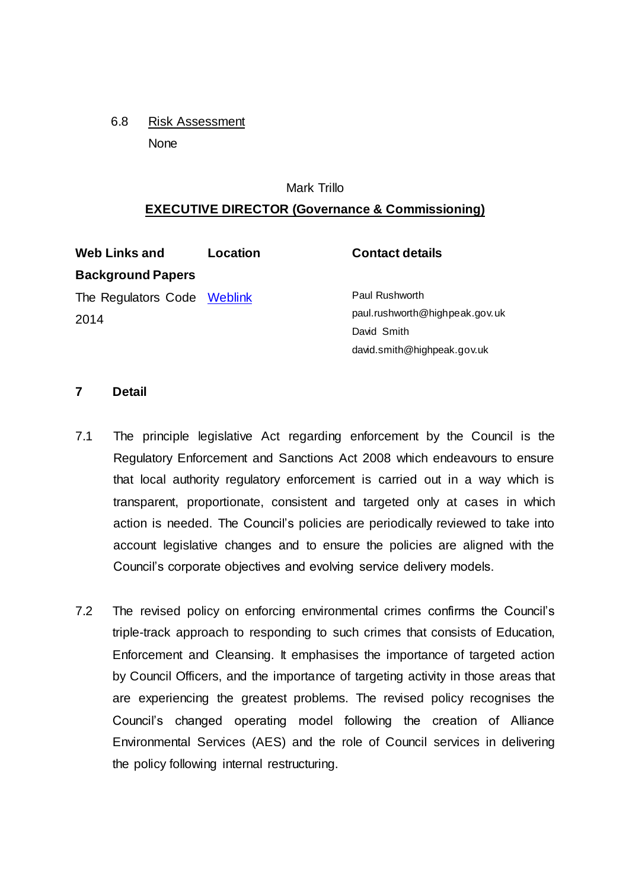6.8 Risk Assessment

None

Mark Trillo

**EXECUTIVE DIRECTOR (Governance & Commissioning)**

| **Web Links and Background Papers** | **Location** | **Contact details** |
|---|---|---|
| The Regulators Code 2014 | Weblink | Paul Rushworth<br>paul.rushworth@highpeak.gov.uk<br>David Smith<br>david.smith@highpeak.gov.uk |

## 7 Detail

7.1 The principle legislative Act regarding enforcement by the Council is the Regulatory Enforcement and Sanctions Act 2008 which endeavours to ensure that local authority regulatory enforcement is carried out in a way which is transparent, proportionate, consistent and targeted only at cases in which action is needed. The Council's policies are periodically reviewed to take into account legislative changes and to ensure the policies are aligned with the Council's corporate objectives and evolving service delivery models.

7.2 The revised policy on enforcing environmental crimes confirms the Council's triple-track approach to responding to such crimes that consists of Education, Enforcement and Cleansing. It emphasises the importance of targeted action by Council Officers, and the importance of targeting activity in those areas that are experiencing the greatest problems. The revised policy recognises the Council's changed operating model following the creation of Alliance Environmental Services (AES) and the role of Council services in delivering the policy following internal restructuring.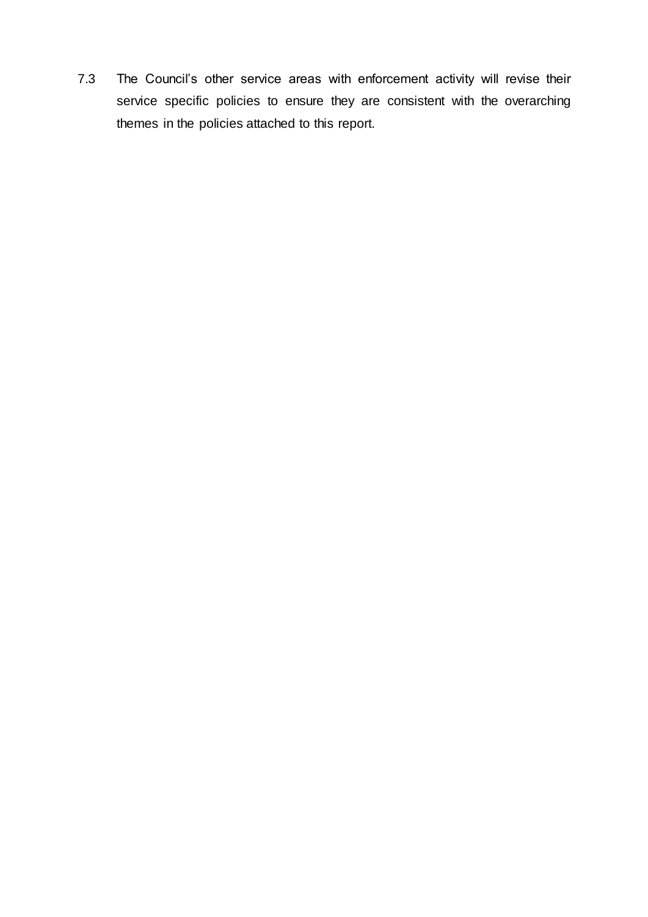7.3 The Council's other service areas with enforcement activity will revise their service specific policies to ensure they are consistent with the overarching themes in the policies attached to this report.